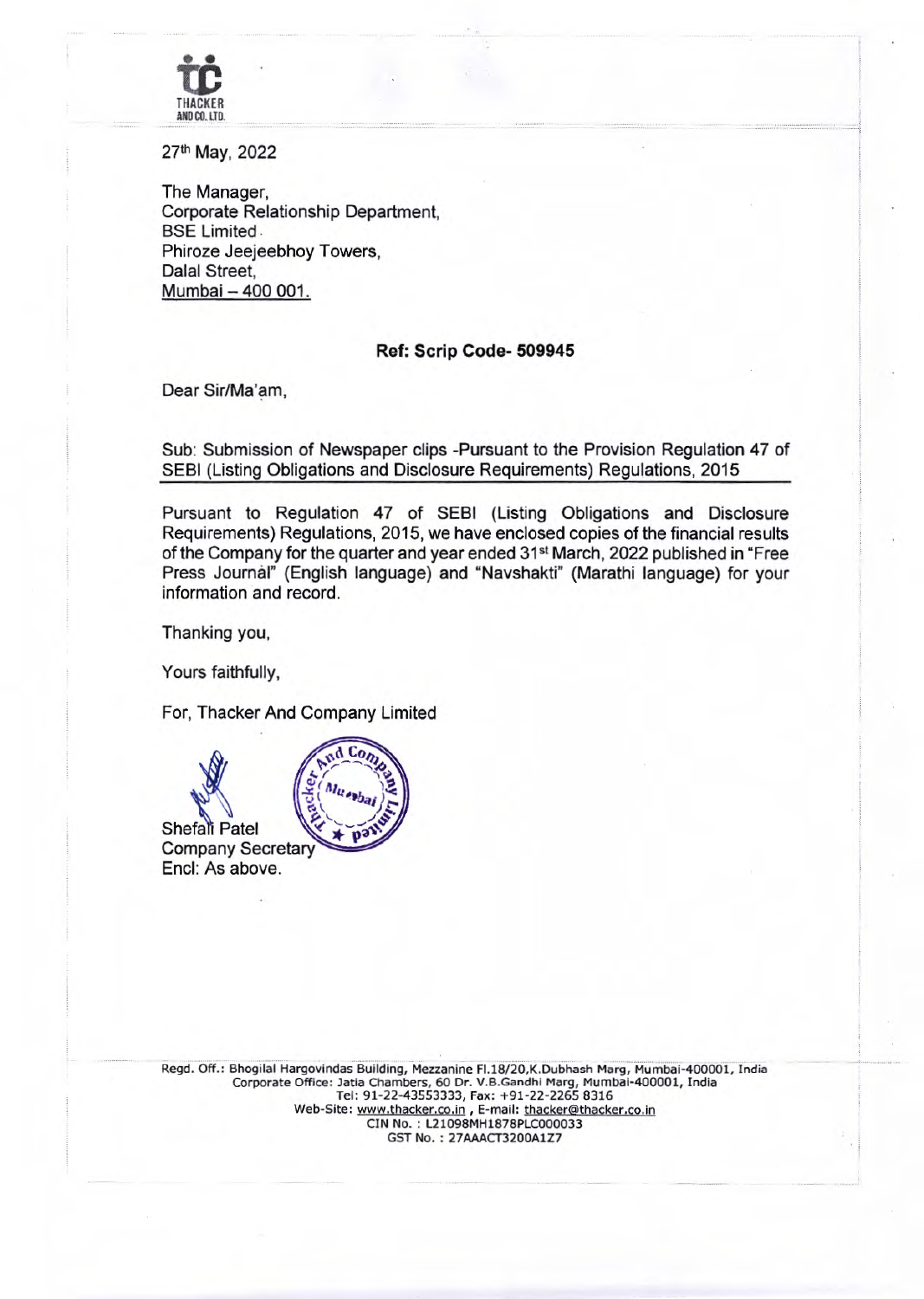THACKER AND CO. LTD.

27th May, 2022

The Manager,
Corporate Relationship Department,
BSE Limited.
Phiroze Jeejeebhoy Towers,
Dalal Street,
Mumbai – 400 001.

**Ref: Scrip Code- 509945**

Dear Sir/Ma'am,

Sub: Submission of Newspaper clips -Pursuant to the Provision Regulation 47 of SEBI (Listing Obligations and Disclosure Requirements) Regulations, 2015

Pursuant to Regulation 47 of SEBI (Listing Obligations and Disclosure Requirements) Regulations, 2015, we have enclosed copies of the financial results of the Company for the quarter and year ended 31st March, 2022 published in "Free Press Journal" (English language) and "Navshakti" (Marathi language) for your information and record.

Thanking you,

Yours faithfully,

For, Thacker And Company Limited

Shefali Patel
Company Secretary
Encl: As above.

Regd. Off.: Bhogilal Hargovindas Building, Mezzanine Fl.18/20,K.Dubhash Marg, Mumbai-400001, India
Corporate Office: Jatia Chambers, 60 Dr. V.B.Gandhi Marg, Mumbai-400001, India
Tel: 91-22-43553333, Fax: +91-22-2265 8316
Web-Site: www.thacker.co.in , E-mail: thacker@thacker.co.in
CIN No. : L21098MH1878PLC000033
GST No. : 27AAACT3200A1Z7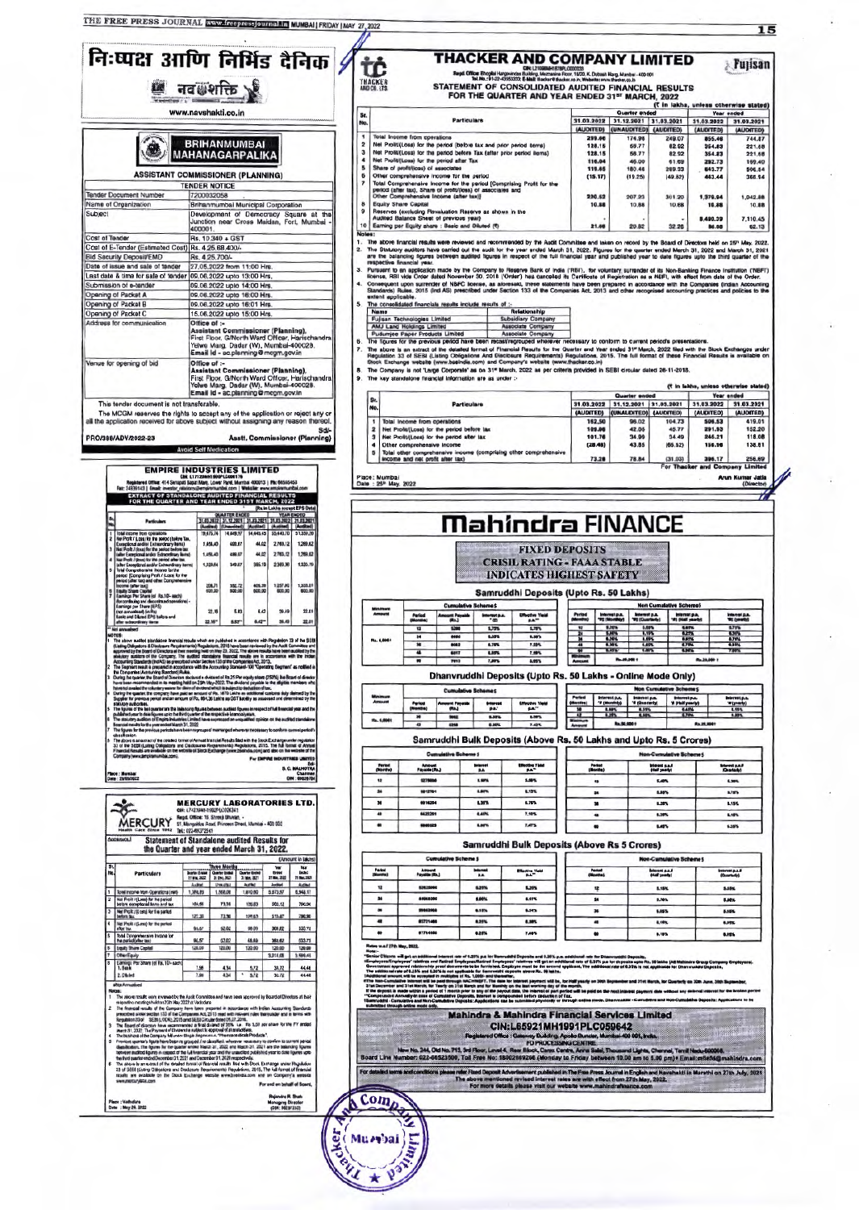# निःष्पक्ष आणि निर्भिड दैनिक

**नवशक्ति**

www.navshakti.co.in

## BRIHANMUMBAI MAHANAGARPALIKA

### ASSISTANT COMMISSIONER (PLANNING)

**TENDER NOTICE**

| | |
|---|---|
| Tender Document Number | 7200032058 |
| Name of Organization | Brihanmumbai Municipal Corporation |
| Subject | Development of Democracy Square at the Junction near Cross Maidan, Fort, Mumbai - 400001. |
| Cost of Tender | Rs. 10,340 + GST |
| Cost of E-Tender (Estimated Cost) | Rs. 4,25,68,400/- |
| Bid Security Deposit/EMD | Rs. 4,25,700/- |
| Date of issue and sale of tender | 27.05.2022 from 11:00 Hrs. |
| Last date & time for sale of tender | 09.06.2022 upto 13:00 Hrs. |
| Submission of e-tender | 09.06.2022 upto 14:00 Hrs. |
| Opening of Packet A | 09.06.2022 upto 16:00 Hrs. |
| Opening of Packet B | 09.06.2022 upto 16:01 Hrs. |
| Opening of Packet C | 15.06.2022 upto 15:00 Hrs. |
| Address for communication | Office of :- Assistant Commissioner (Planning), First Floor, G/North Ward Officer, Harishchandra Yelwe Marg, Dadar (W), Mumbai-400028. Email Id - ac.planning@mcgm.gov.in |
| Venue for opening of bid | Office of :- Assistant Commissioner (Planning), First Floor, G/North Ward Officer, Harishchandra Yelwe Marg, Dadar (W), Mumbai-400028. Email Id - ac.planning@mcgm.gov.in |

This tender document is not transferable.

The MCGM reserves the rights to accept any of the application or reject any or all the application received for above subject without assigning any reason thereof.

Sd/-

PRO/388/ADV/2022-23 — Asstt. Commissioner (Planning)

Avoid Self Medication

---

## EMPIRE INDUSTRIES LIMITED

CIN: L17120MH1900PLC000176

Registered Office: 414 Senapati Bapat Marg, Lower Parel, Mumbai 400013 | Ph: 66555453 | Fax: 24939143 | Email: investor_relations@empireindia.com | Website: www.empiremumbai.com

### EXTRACT OF STANDALONE AUDITED FINANCIAL RESULTS FOR THE QUARTER AND YEAR ENDED 31ST MARCH, 2022

(Rs.in Lakhs except EPS Data)

| Sr. No. | Particulars | Quarter Ended 31.03.2022 (Audited) | Quarter Ended 31.12.2021 (Unaudited) | Quarter Ended 31.03.2021 (Audited) | Year Ended 31.03.2022 (Audited) | Year Ended 31.03.2021 (Audited) |
|---|---|---|---|---|---|---|
| 1 | Total Income from operations | 10,673.74 | 10,649.17 | 14,440.13 | 53,440.70 | 51,330.20 |
| 2 | Net Profit / (Loss) for the period (before Tax, Exceptional and/or Extraordinary items) | 1,450.40 | 469.67 | 44.02 | 2,763.12 | 1,269.62 |
| 3 | Net Profit / (Loss) for the period before tax (after Exceptional and/or Extraordinary items) | 1,450.40 | 469.67 | 44.02 | 2,763.12 | 1,269.62 |
| 4 | Net Profit / (Loss) for the period after tax (after Exceptional and/or Extraordinary items) | 1,329.64 | 349.67 | 385.19 | 2,349.30 | 1,326.19 |
| 5 | Total Comprehensive Income for the period [Comprising Profit / (Loss) for the period (after tax) and other Comprehensive Income (after tax)] | 226.71 | 332.72 | 405.39 | 1,237.90 | 1,303.51 |
| 6 | Equity Share Capital | 600.00 | 600.00 | 600.00 | 600.00 | 600.00 |
| 7 | Earnings Per Share (of Rs.10/- each) (for continuing and discontinued operations) - Earnings per Share (EPS) (not annualised) (in Rs) Basic and Diluted EPS before and after extraordinary items | 22.16 | 5.83 | 6.42** | 39.49 | 22.01 |

** Not annualised

NOTES:

The above audited standalone financial results which are published in accordance with Regulation 33 of the SEBI (Listing Obligations & Disclosure Requirements) Regulations, 2015 have been reviewed by the Audit Committee and approved by the Board of Directors at their meeting held on May 26, 2022. The above results have been audited by the statutory auditors of the Company. The audited standalone financial results are in accordance with the Indian Accounting Standards (Ind AS) as prescribed under Section 133 of the Companies Act, 2013.

The Segment result is prepared in accordance with the Accounting Standard-108 "Operating Segment" as notified in the Companies (Accounting Standard) Rules.

During the quarter the Board of Directors declared a dividend of Rs.25 Per equity share (250%) the Board of director have been recommended in its meeting held on 23th May 2022. The dividend payable to the eligible members who have not availed the voluntary waiver for dividend which is subject to deduction of tax.

During the quarter the company have paid an amount of Rs. 1870 Lakhs as additional customs duty claimed by the Supplier for previous period and an amount of Rs. 804.26 Lakhs as GST liability as assessed and determined by the GST authority.

The statutory auditors of Empire Industries Limited have expressed an unqualified opinion on the audited standalone financial results for the year ended March 31, 2022.

The figures of the last quarter are the balancing figures between audited figures in respect of full financial year and the published year to date figures up to the third quarter of the respective financial years.

The figures for the previous periods have been regrouped/ rearranged wherever necessary to confirm current period's classification.

The above is an extract of the detailed format of Annual financial Results filed with the Stock Exchange under regulation 33 of the SEBI (Listing Obligations and Disclosure Requirements) Regulations, 2015. The full format of Annual Financial Results are available on the website of Stock Exchange (www.bseindia.com) and also on the website of the Company(www.empiremumbai.com).

For EMPIRE INDUSTRIES LIMITED

Sd/-

D. C. MALHOTRA

Chairman

DIN: 00026169

Place : Mumbai

Date : 26/05/2022

---

## MERCURY LABORATORIES LTD.

CIN: L74239MH1982PLC026341

Regd. Office: 18, Shreeji Bhuvan, 51 Mangaldas Road, Princess Street, Mumbai - 400 002

Tel: 022-66372341

### Statement of Standalone audited Results for the Quarter and year ended March 31, 2022.

(Amount in lakhs)

| Sr. No. | Particulars | Quarter Ended 31 Mar, 2022 (Audited) | Quarter Ended 31 Dec, 2021 (Unaudited) | Quarter Ended 31 Mar, 2021 (Audited) | Year Ended 31 Mar, 2022 (Audited) | Year Ended 31 Mar, 2021 (Audited) |
|---|---|---|---|---|---|---|
| 1 | Total Income from Operations (net) | 1,394.89 | 1,558.08 | 1,810.90 | 5,973.87 | 6,946.61 |
| 2 | Net Profit / (Loss) for the period before exceptional items and tax | 104.48 | 73.14 | 156.89 | 503.12 | 704.04 |
| 3 | Net Profit / (Loss) for the period before tax | 127.38 | 73.14 | 156.89 | 515.47 | 796.00 |
| 4 | Net Profit / (Loss) for the period after tax | 94.57 | 52.02 | 98.09 | 368.62 | 533.73 |
| 5 | Total Comprehensive Income for the period (after tax) | 94.57 | 52.02 | 48.69 | 368.62 | 533.73 |
| 6 | Equity Share Capital | 120.00 | 120.00 | 120.00 | 120.00 | 120.00 |
| 7 | Other Equity | | | | 3,914.66 | 3,590.45 |
| 8 | Earnings Per Share (of Rs. 10/- each) 1. Basic | 7.88 | 4.34 | 5.72 | 30.72 | 44.44 |
| | 2. Diluted | 7.88 | 4.34 | 5.72 | 30.72 | 44.44 |

Notes:

1. The above results were reviewed by the Audit Committee and have been approved by Board of Directors at their respective meeting held on 27th May 2022 at Vadodara.
2. The financial results of the Company have been prepared in accordance with Indian Accounting Standards prescribed under section 133 of the Companies Act, 2013 read with relevant rules thereunder and in terms with Regulation 33 of SEBI (LODR), 2015 and SEBI Circular dated 05.07.2016.
3. The Board of directors have recommended a final dividend of 35% i.e. Rs. 3.50 per share for the FY ended March 31, 2022. The Payment of Dividend is subject to approval of shareholders.
4. The business of the Company falls under Single Segment i.e. "Pharmaceutical Products".
5. Previous quarter's figure have been re-grouped / re-classified, wherever necessary to confirm to current period classification. The figures for the quarter ended March 31, 2022 and March 31, 2021 are the balancing figures between audited figures in respect of the full financial year and the unaudited published year to date figures upto the third quarter ended December 31, 2021 and December 31, 2020 respectively.
6. The above is an extract of the detailed format of financial results filed with Stock Exchange under Regulation 33 of the SEBI (Listing Obligations and Disclosure Requirements) Regulations, 2015. The full format of these results are available on the Stock Exchange website www.bseindia.com and on Company's website www.mercurylabs.com

For and on behalf of Board,

Rajendra R. Shah

Managing Director

(DIN: 00257253)

Place : Vadodara

Date : May 26, 2022

---

## THACKER AND COMPANY LIMITED

CIN: L21098MH1878PLC000033

Regd. Office: Bhogilal Hargovindas Building, Mezzanine Floor, 18/20, K. Dubash Marg, Mumbai - 400 001

Tel.No.: 91-22-43553333 E-Mail: thacker@thacker.co.in, Website: www.thacker.co.in

Fujisan

### STATEMENT OF CONSOLIDATED AUDITED FINANCIAL RESULTS FOR THE QUARTER AND YEAR ENDED 31ST MARCH, 2022

(₹ in lakhs, unless otherwise stated)

| Sr. No. | Particulars | Quarter ended 31.03.2022 (AUDITED) | Quarter ended 31.12.2021 (UNAUDITED) | Quarter ended 31.03.2021 (AUDITED) | Year ended 31.03.2022 (AUDITED) | Year ended 31.03.2021 (AUDITED) |
|---|---|---|---|---|---|---|
| 1 | Total Income from operations | 299.06 | 176.98 | 249.07 | 855.46 | 744.87 |
| 2 | Net Profit/(Loss) for the period (before tax and prior period items) | 128.15 | 59.77 | 82.92 | 354.83 | 221.68 |
| 3 | Net Profit/(Loss) for the period before Tax (after prior period items) | 128.15 | 58.77 | 82.92 | 354.83 | 221.68 |
| 4 | Net Profit/(Loss) for the period after Tax | 116.04 | 46.09 | 61.69 | 292.73 | 169.40 |
| 5 | Share of profit/(loss) of associates | 119.65 | 180.46 | 269.33 | 643.77 | 506.54 |
| 6 | Other comprehensive income for the period | (15.17) | (19.25) | (49.82) | 443.44 | 366.54 |
| 7 | Total Comprehensive Income for the period [Comprising Profit for the period (after tax), Share of profit/(loss) of associates and Other Comprehensive Income (after tax)] | 220.52 | 207.30 | 301.20 | 1,379.94 | 1,042.88 |
| 8 | Equity Share Capital | 10.88 | 10.88 | 10.88 | 10.88 | 10.88 |
| 9 | Reserves (excluding Revaluation Reserve as shown in the Audited Balance Sheet of previous year) | - | - | - | 8,490.39 | 7,110.45 |
| 10 | Earning per Equity share : Basic and Diluted (₹) | 21.66 | 29.52 | 32.26 | 96.98 | 62.13 |

Notes:

1. The above financial results were reviewed and recommended by the Audit Committee and taken on record by the Board of Directors held on 25th May, 2022.
2. The Statutory auditors have carried out the audit for the year ended March 31, 2022. Figures for the quarter ended March 31, 2022 and March 31, 2021 are the balancing figures between audited figures in respect of the full financial year and published year to date figures upto the third quarter of the respective financial year.
3. Pursuant to an application made by the Company to Reserve Bank of India ('RBI'), for voluntary surrender of its Non-Banking Finance Institution ('NBFI') license, RBI vide Order dated November 30, 2018 ('Order') has cancelled its Certificate of Registration as a NBFI, with effect from date of the Order.
4. Consequent upon surrender of NBFC license, as aforesaid, these statements have been prepared in accordance with the Companies (Indian Accounting Standards) Rules, 2015 (Ind AS) prescribed under Section 133 of the Companies Act, 2013 and other recognised accounting practices and policies to the extent applicable.
5. The consolidated financials results include results of :-

| Name | Relationship |
|---|---|
| Fujisan Technologies Limited | Subsidiary Company |
| AMJ Land Holdings Limited | Associate Company |
| Pudumjee Paper Products Limited | Associate Company |

6. The figures for the previous period have been recast/regrouped wherever necessary to conform to current period's presentations.
7. The above is an extract of the detailed format of Financial Results for the Quarter and Year ended 31st March, 2022 filed with the Stock Exchanges under Regulation 33 of SEBI (Listing Obligations And Disclosure Requirements) Regulations, 2015. The full format of these Financial Results is available on Stock Exchange website (www.bseindia.com) and Company's website (www.thacker.co.in)
8. The Company is not "Large Corporate" as on 31st March, 2022 as per criteria provided in SEBI circular dated 26-11-2018.
9. The key standalone financial information are as under :-

(₹ in lakhs, unless otherwise stated)

| Sr. No. | Particulars | Quarter ended 31.03.2022 (AUDITED) | Quarter ended 31.12.2021 (UNAUDITED) | Quarter ended 31.03.2021 (AUDITED) | Year ended 31.03.2022 (AUDITED) | Year ended 31.03.2021 (AUDITED) |
|---|---|---|---|---|---|---|
| 1 | Total Income from operations | 162.50 | 98.02 | 104.73 | 506.53 | 419.01 |
| 2 | Net Profit/(Loss) for the period before tax | 109.00 | 42.05 | 45.77 | 291.93 | 152.20 |
| 3 | Net Profit/(Loss) for the period after tax | 101.76 | 34.99 | 34.49 | 246.21 | 118.08 |
| 4 | Other comprehensive income | (28.48) | 43.85 | (65.52) | 150.96 | 138.81 |
| 5 | Total other comprehensive income (comprising other comprehensive income and net profit after tax) | 73.28 | 78.84 | (31.03) | 396.17 | 256.89 |

For Thacker and Company Limited

Arun Kumar Jatia

(Director)

Place : Mumbai

Date : 25th May, 2022

---

# Mahindra FINANCE

**FIXED DEPOSITS**

**CRISIL RATING - FAAA STABLE**

**INDICATES HIGHEST SAFETY**

### Samruddhi Deposits (Upto Rs. 50 Lakhs)

**Cumulative Scheme**

| Minimum Amount | Period (Months) | Amount Payable (Rs.) | Interest p.a. *(%) | Effective Yield p.a.* |
|---|---|---|---|---|
| Rs. 1,000/- | 12 | 5288 | 5.75% | 5.75% |
| | 24 | 5606 | 6.00% | 6.06% |
| | 36 | 6063 | 6.70% | 7.09% |
| | 48 | 6517 | 6.80% | 7.59% |
| | 60 | 7012 | 7.00% | 8.05% |

**Non Cumulative Scheme**

| Period (Months) | Interest p.a. *% (Monthly) | Interest p.a. *% (Quarterly) | Interest p.a. *% (Half yearly) | Interest p.a. *% (yearly) |
|---|---|---|---|---|
| 12 | 5.55% | 5.60% | 5.60% | 5.75% |
| 24 | 5.85% | 5.95% | 6.00% | 6.00% |
| 36 | 6.50% | 6.55% | 6.60% | 6.70% |
| 48 | 6.55% | 6.65% | 6.70% | 6.80% |
| 60 | 6.80% | 6.85% | 6.90% | 7.00% |
| Minimum Amount | Rs.20,000/- | | Rs.25,000/- | |

### Dhanvruddhi Deposits (Upto Rs. 50 Lakhs - Online Mode Only)

**Cumulative Scheme**

| Minimum Amount | Period (Months) | Amount Payable (Rs.) | Interest p.a. | Effective Yield p.a.* |
|---|---|---|---|---|
| Rs. 1,000/- | 30 | 5802 | 6.30% | 6.50% |
| | 42 | 6268 | 6.60% | 7.43% |

**Non Cumulative Scheme**

| Period (Months) | Interest p.a. *% (Monthly) | Interest p.a. *% (Quarterly) | Interest p.a. *% (Half yearly) | Interest p.a. *% (yearly) |
|---|---|---|---|---|
| 30 | 6.00% | 6.35% | 6.40% | 6.55% |
| 42 | 6.25% | 6.55% | 6.70% | 6.65% |
| Minimum Amount | Rs.20,000/- | | Rs.25,000/- | |

### Samruddhi Bulk Deposits (Above Rs. 50 Lakhs and Upto Rs. 5 Crores)

**Cumulative Scheme**

| Period (Months) | Amount Payable (Rs.) | Interest p.a. | Effective Yield p.a.* |
|---|---|---|---|
| 12 | 5270000 | 5.40% | 5.40% |
| 24 | 5612701 | 5.85% | 6.13% |
| 36 | 6016254 | 6.35% | 6.75% |
| 48 | 6420291 | 6.40% | 7.10% |
| 60 | 6868023 | 6.45% | 7.47% |

**Non-Cumulative Scheme**

| Period (Months) | Interest p.a.# (Half yearly) | Interest p.a.# (Quarterly) |
|---|---|---|
| 12 | 5.40% | 5.36% |
| 24 | 5.80% | 5.75% |
| 36 | 6.25% | 6.15% |
| 48 | 6.35% | 6.40% |
| 60 | 6.40% | 6.35% |

### Samruddhi Bulk Deposits (Above Rs 5 Crores)

**Cumulative Scheme**

| Period (Months) | Amount Payable (Rs.) | Interest p.a. | Effective Yield p.a.* |
|---|---|---|---|
| 12 | 52625000 | 5.25% | 5.25% |
| 24 | 56088000 | 5.80% | 6.07% |
| 36 | 60039000 | 6.15% | 6.67% |
| 48 | 63721400 | 6.25% | 6.86% |
| 60 | 67714000 | 6.25% | 7.46% |

**Non-Cumulative Scheme**

| Period (Months) | Interest p.a.# (Half yearly) | Interest p.a.# (Quarterly) |
|---|---|---|
| 12 | 5.15% | 5.05% |
| 24 | 5.70% | 5.60% |
| 36 | 6.05% | 5.95% |
| 48 | 6.15% | 6.05% |
| 60 | 6.15% | 6.05% |

Rates w.e.f 27th May, 2022.

Notes:

*Senior Citizens will get an additional interest rate of 0.25% p.a for Samruddhi Deposits and 0.25% p.a. additional rate for Dhanvruddhi Deposits.

#Employees/Employees' relatives and Retired Employees/Retired Employees' relatives will get an additional rate of 0.25% p.a for deposits upto Rs. 50 lakhs (All Mahindra Group Company Employees). Government approved relationship proof documents to be furnished. Employee must be the second applicant. The additional rate of 0.25% is not applicable for Dhanvruddhi Deposits.

The additional rate of 0.25% and 0.35% is not applicable for Samruddhi deposits above Rs. 50 lakhs.

Additional amount will be accepted in multiples of Rs. 1,000/- and thereafter.

#The Non-Cumulative interest will be paid through NACH/NEFT. The date for interest payment will be, for Half yearly on 30th September and 31st March, for Quarterly on 30th June, 30th September, 31st December and 31st March, for Yearly on 31st March and for Monthly on the last working day of the month.

If the deposit is made within a period of 1 month prior to any of the payout date, the interest of that period will be paid on the next interest payment date without any deferral interest for the broken period.

*Compounded Annually in case of Cumulative Deposits. Interest is compounded before deduction of Tax.

Dhanvruddhi - Cumulative and Non-Cumulative Deposits: Applications can be submitted physically or through online mode. Dhanvruddhi - Cumulative and Non-Cumulative Deposits: Applications to be submitted through online mode only.

## Mahindra & Mahindra Financial Services Limited

**CIN:L65921MH1991PLC059642**

Registered Office : Gateway Building, Apollo Bunder, Mumbai-400 001, India.

FD PROCESSING CENTRE:

New No. 244, Old No. 713, 3rd Floor, Level 4, Rear Block, Cans Centre, Anna Salai, Thousand Lights, Chennai, Tamil Nadu-600006.

Board Line Number: 022-66523500, Toll Free No: 18002669266 (Monday to Friday between 10.00 am to 5.00 pm) Email:mfinfd@mahindra.com

For detailed terms and conditions please refer Fixed Deposit Advertisement published in The Free Press Journal in English and Navshakti in Marathi on 27th July, 2021. The above mentioned revised interest rates are with effect from 27th May, 2022. For more details please visit our website www.mahindrafinance.com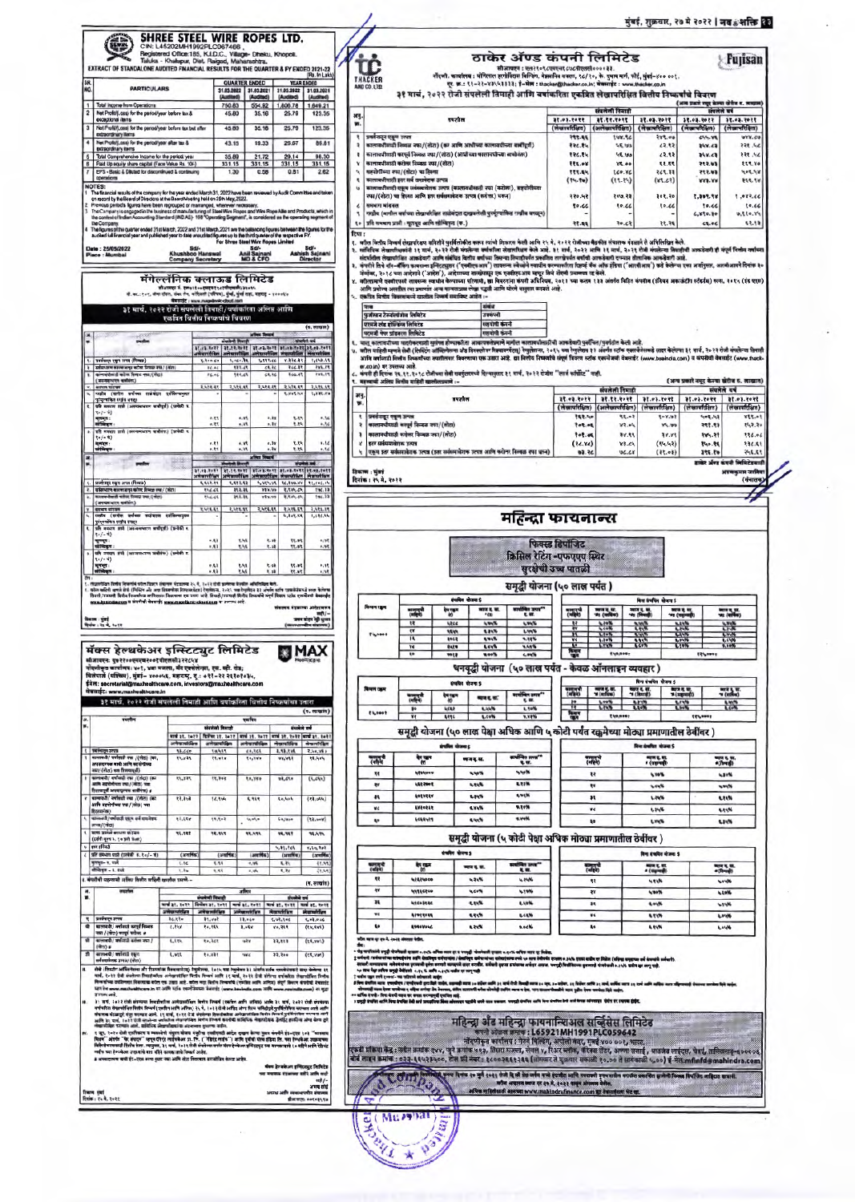## SHREE STEEL WIRE ROPES LTD.

CIN: L45202MH1992PLC067466

Registered Office: 185, K.I.D.C., Village- Dheku, Khopoli, Taluka - Khalapur, Dist. Raigad, Maharashtra.

**EXTRACT OF STANDALONE AUDITED FINANCIAL RESULTS FOR THE QUARTER & FY ENDED 2021-22**

(Rs. In Lakh)

| SR. NO. | PARTICULARS | QUARTER ENDED 31.03.2022 (Audited) | QUARTER ENDED 31.03.2021 (Audited) | YEAR ENDED 31.03.2022 (Audited) | YEAR ENDED 31.03.2021 (Audited) |
|---|---|---|---|---|---|
| 1 | Total Income from Operations | 750.63 | 554.82 | 1,600.78 | 1,649.21 |
| 2 | Net Profit/(Loss) for the period/year before tax & exceptional items | 45.80 | 35.16 | 25.79 | 123.35 |
| 3 | Net Profit/(Loss) for the period/year before tax but after exceptional items | 45.80 | 35.16 | 25.79 | 123.35 |
| 4 | Net Profit/(Loss) for the period/year after tax & extraordinary items | 43.15 | 19.33 | 20.57 | 86.81 |
| 5 | Total Comprehensive Income for the period/year | 35.69 | 21.72 | 29.14 | 86.30 |
| 6 | Paid Up equity share capital (Face Value Rs. 10/-) | 331.15 | 331.15 | 331.15 | 331.15 |
| 7 | EPS - Basic & Diluted for discontinued & continuing operations | 1.30 | 0.58 | 0.61 | 2.62 |

NOTES:

1. The financial results of the company for the year ended March 31, 2022 have been reviewed by Audit Committee and taken on record by the Board of Directors at the Board Meeting held on 25th May, 2022.
2. Previous periods figures have been regrouped or rearranged, wherever necessary.
3. The Company is engaged in the business of manufacturing of Steel Wire Ropes and Wire Rope Allie and Products, which in the context of Indian Accounting Standard (IND AS) - 108 "Operating Segment", is considered as the operating segment of the Company.
4. The figures of the quarter ended 31st March, 2022 and 31st March, 2021 are the balancing figures between the figures for the audited full financial year and published year to date unaudited figures up to the third quarter of the respective FY.

For Shree Steel Wire Ropes Limited

Date: 25/05/2022
Place: Mumbai

Sd/- Khushboo Hasnwal, Company Secretary
Sd/- Anil Sajnani, MD & CFO
Sd/- Ashish Sajnani, Director

---

## मॅगलेनिक क्लाउड लिमिटेड

### ३१ मार्च, २०२२ रोजी संपलेली तिमाही/वर्षाकरिता अलिप्त आणि एकत्रित वित्तीय निष्कर्षाचे विवरण

---

## मॅक्स हेल्थकेअर इन्स्टिट्यूट लिमिटेड

### ३१ मार्च, २०२२ रोजी संपलेली तिमाही आणि वर्षाकरिता वित्तीय निष्कर्षाचा उतारा

---

## ठाकर अँड कंपनी लिमिटेड

### ३१ मार्च, २०२२ रोजी संपलेली तिमाही आणि वर्षाकरिता एकत्रित लेखापरिक्षित वित्तीय निष्कर्षाचे विवरण

ठाकर अँड कंपनी लिमिटेडकरिता

ठिकाण : मुंबई

---

## महिंद्रा फायनान्स

**फिक्स्ड डिपॉजिट**

**क्रिसिल रेटिंग -एफएएए स्थिर**

**सुरक्षेची उच्च पातळी**

### समृद्धी योजना (५० लाख पर्यंत)

### धनवृद्धी योजना (५० लाख पर्यंत - केवळ ऑनलाइन व्यवहार)

### समृद्धी योजना (५० लाख पेक्षा अधिक आणि ५ कोटी पर्यंत रक्कमेच्या मोठ्या प्रमाणातील ठेवींसाठी)

### समृद्धी योजना (५ कोटी पेक्षा अधिक मोठ्या प्रमाणातील ठेवींसाठी)

**महिंद्रा अँड महिंद्रा फायनान्शिअल सर्व्हिसेस लिमिटेड**

CIN: L65921MH1991PLC059642